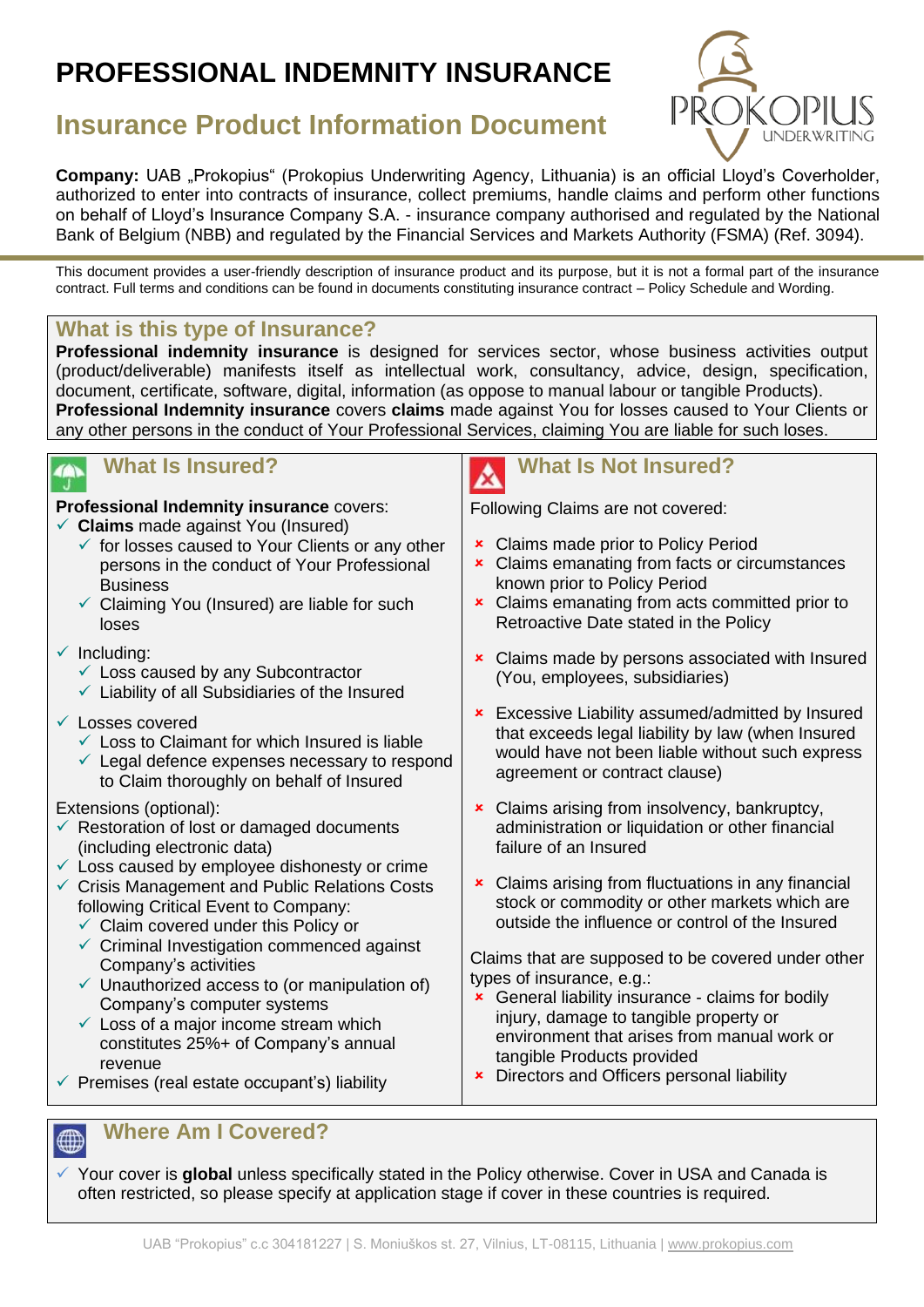# PROFESSIONAL INDEMNITY INSURANCE

## Insurance Product Information Document

**Company:** UAB „Prokopius“ (Prokopius Underwriting Agency, Lithuania) is an official Lloyd’s Coverholder, authorized to enter into contracts of insurance, collect premiums, handle claims and perform other functions on behalf of Lloyd’s Insurance Company S.A. - insurance company authorised and regulated by the National Bank of Belgium (NBB) and regulated by the Financial Services and Markets Authority (FSMA) (Ref. 3094).

This document provides a user-friendly description of insurance product and its purpose, but it is not a formal part of the insurance contract. Full terms and conditions can be found in documents constituting insurance contract – Policy Schedule and Wording.

## What is this type of Insurance?

**Professional indemnity insurance** is designed for services sector, whose business activities output (product/deliverable) manifests itself as intellectual work, consultancy, advice, design, specification, document, certificate, software, digital, information (as oppose to manual labour or tangible Products).
**Professional Indemnity insurance** covers **claims** made against You for losses caused to Your Clients or any other persons in the conduct of Your Professional Services, claiming You are liable for such loses.

## What Is Insured?

**Professional Indemnity insurance** covers:

- ✓ **Claims** made against You (Insured)
  - ✓ for losses caused to Your Clients or any other persons in the conduct of Your Professional Business
  - ✓ Claiming You (Insured) are liable for such loses
- ✓ Including:
  - ✓ Loss caused by any Subcontractor
  - ✓ Liability of all Subsidiaries of the Insured
- ✓ Losses covered
  - ✓ Loss to Claimant for which Insured is liable
  - ✓ Legal defence expenses necessary to respond to Claim thoroughly on behalf of Insured

Extensions (optional):

- ✓ Restoration of lost or damaged documents (including electronic data)
- ✓ Loss caused by employee dishonesty or crime
- ✓ Crisis Management and Public Relations Costs following Critical Event to Company:
  - ✓ Claim covered under this Policy or
  - ✓ Criminal Investigation commenced against Company’s activities
  - ✓ Unauthorized access to (or manipulation of) Company’s computer systems
  - ✓ Loss of a major income stream which constitutes 25%+ of Company’s annual revenue
- ✓ Premises (real estate occupant’s) liability

## What Is Not Insured?

Following Claims are not covered:

- × Claims made prior to Policy Period
- × Claims emanating from facts or circumstances known prior to Policy Period
- × Claims emanating from acts committed prior to Retroactive Date stated in the Policy
- × Claims made by persons associated with Insured (You, employees, subsidiaries)
- × Excessive Liability assumed/admitted by Insured that exceeds legal liability by law (when Insured would have not been liable without such express agreement or contract clause)
- × Claims arising from insolvency, bankruptcy, administration or liquidation or other financial failure of an Insured
- × Claims arising from fluctuations in any financial stock or commodity or other markets which are outside the influence or control of the Insured

Claims that are supposed to be covered under other types of insurance, e.g.:

- × General liability insurance - claims for bodily injury, damage to tangible property or environment that arises from manual work or tangible Products provided
- × Directors and Officers personal liability

## Where Am I Covered?

- ✓ Your cover is **global** unless specifically stated in the Policy otherwise. Cover in USA and Canada is often restricted, so please specify at application stage if cover in these countries is required.

UAB “Prokopius” c.c 304181227 | S. Moniuškos st. 27, Vilnius, LT-08115, Lithuania | www.prokopius.com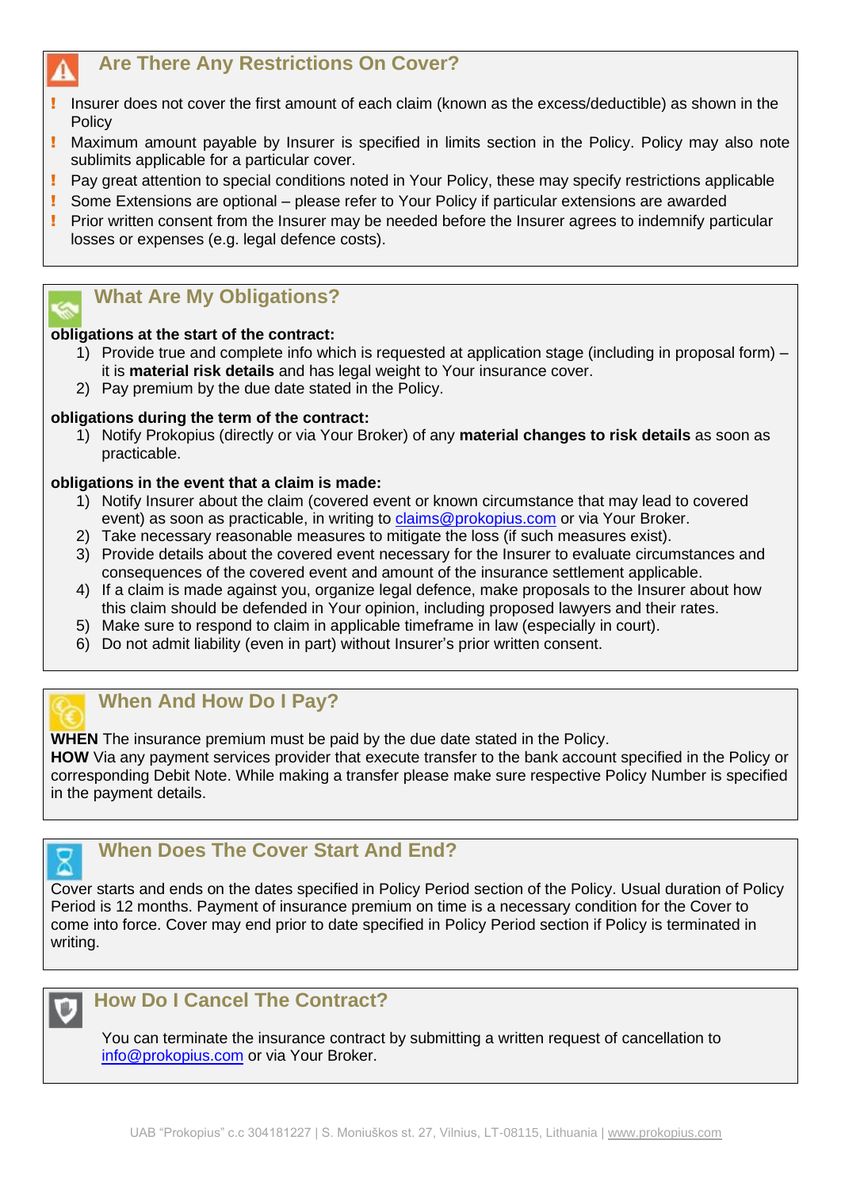## Are There Any Restrictions On Cover?

- ! Insurer does not cover the first amount of each claim (known as the excess/deductible) as shown in the Policy
- ! Maximum amount payable by Insurer is specified in limits section in the Policy. Policy may also note sublimits applicable for a particular cover.
- ! Pay great attention to special conditions noted in Your Policy, these may specify restrictions applicable
- ! Some Extensions are optional – please refer to Your Policy if particular extensions are awarded
- ! Prior written consent from the Insurer may be needed before the Insurer agrees to indemnify particular losses or expenses (e.g. legal defence costs).

## What Are My Obligations?

**obligations at the start of the contract:**

1) Provide true and complete info which is requested at application stage (including in proposal form) – it is **material risk details** and has legal weight to Your insurance cover.
2) Pay premium by the due date stated in the Policy.

**obligations during the term of the contract:**

1) Notify Prokopius (directly or via Your Broker) of any **material changes to risk details** as soon as practicable.

**obligations in the event that a claim is made:**

1) Notify Insurer about the claim (covered event or known circumstance that may lead to covered event) as soon as practicable, in writing to claims@prokopius.com or via Your Broker.
2) Take necessary reasonable measures to mitigate the loss (if such measures exist).
3) Provide details about the covered event necessary for the Insurer to evaluate circumstances and consequences of the covered event and amount of the insurance settlement applicable.
4) If a claim is made against you, organize legal defence, make proposals to the Insurer about how this claim should be defended in Your opinion, including proposed lawyers and their rates.
5) Make sure to respond to claim in applicable timeframe in law (especially in court).
6) Do not admit liability (even in part) without Insurer's prior written consent.

## When And How Do I Pay?

**WHEN** The insurance premium must be paid by the due date stated in the Policy.
**HOW** Via any payment services provider that execute transfer to the bank account specified in the Policy or corresponding Debit Note. While making a transfer please make sure respective Policy Number is specified in the payment details.

## When Does The Cover Start And End?

Cover starts and ends on the dates specified in Policy Period section of the Policy. Usual duration of Policy Period is 12 months. Payment of insurance premium on time is a necessary condition for the Cover to come into force. Cover may end prior to date specified in Policy Period section if Policy is terminated in writing.

## How Do I Cancel The Contract?

You can terminate the insurance contract by submitting a written request of cancellation to info@prokopius.com or via Your Broker.

UAB "Prokopius" c.c 304181227 | S. Moniuškos st. 27, Vilnius, LT-08115, Lithuania | www.prokopius.com